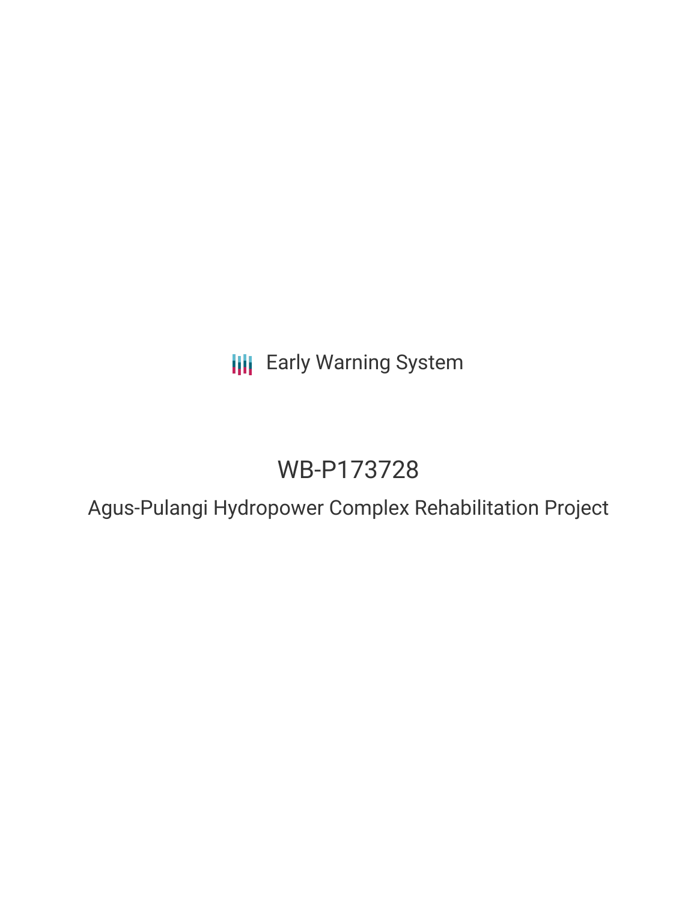Early Warning System

# WB-P173728

## Agus-Pulangi Hydropower Complex Rehabilitation Project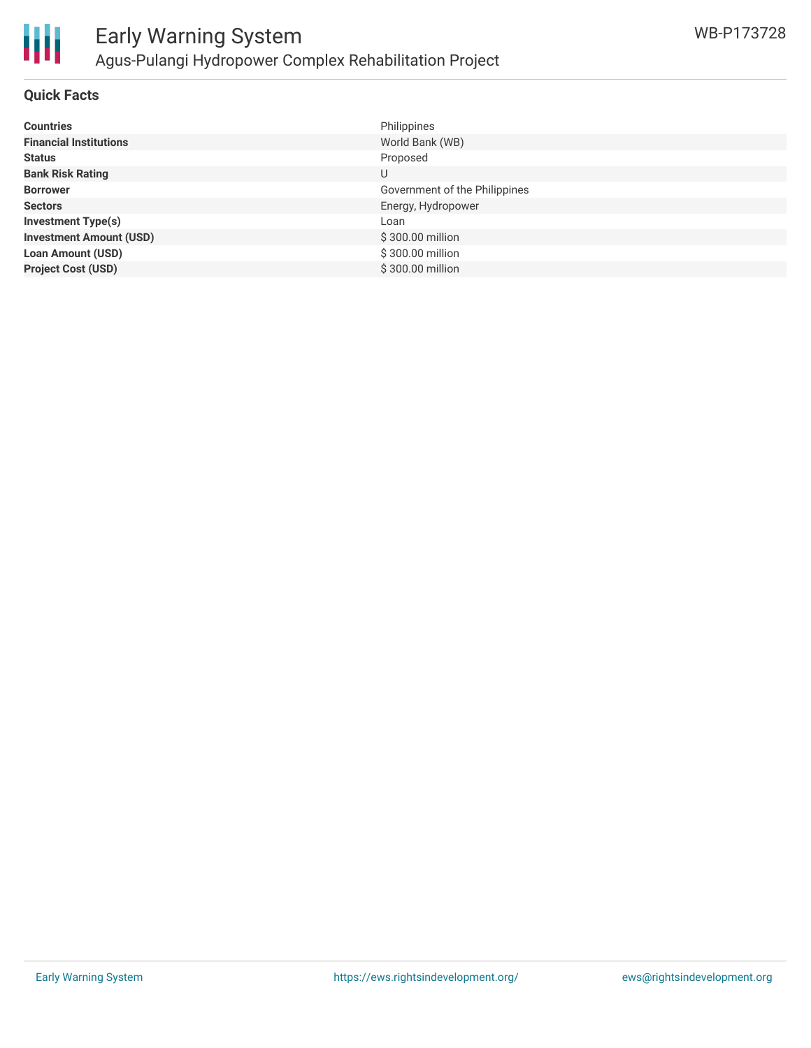## Quick Facts

| | |
|---|---|
| **Countries** | Philippines |
| **Financial Institutions** | World Bank (WB) |
| **Status** | Proposed |
| **Bank Risk Rating** | U |
| **Borrower** | Government of the Philippines |
| **Sectors** | Energy, Hydropower |
| **Investment Type(s)** | Loan |
| **Investment Amount (USD)** | $ 300.00 million |
| **Loan Amount (USD)** | $ 300.00 million |
| **Project Cost (USD)** | $ 300.00 million |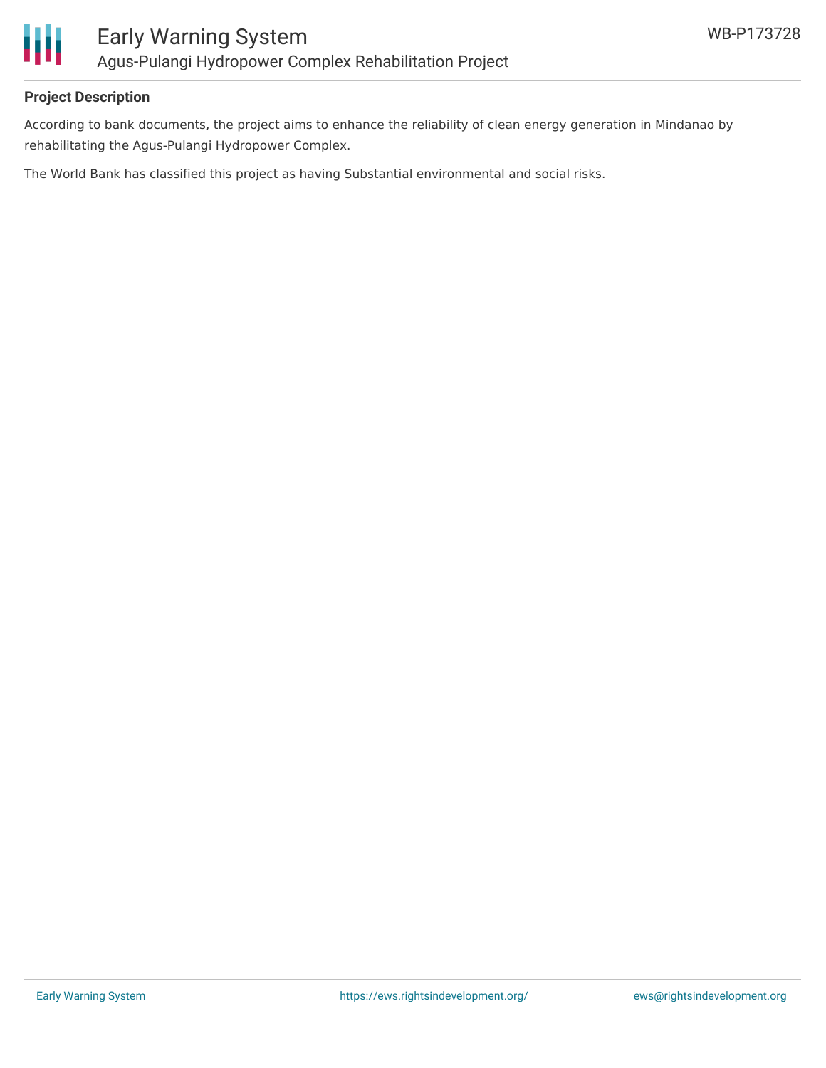## Project Description

According to bank documents, the project aims to enhance the reliability of clean energy generation in Mindanao by rehabilitating the Agus-Pulangi Hydropower Complex.

The World Bank has classified this project as having Substantial environmental and social risks.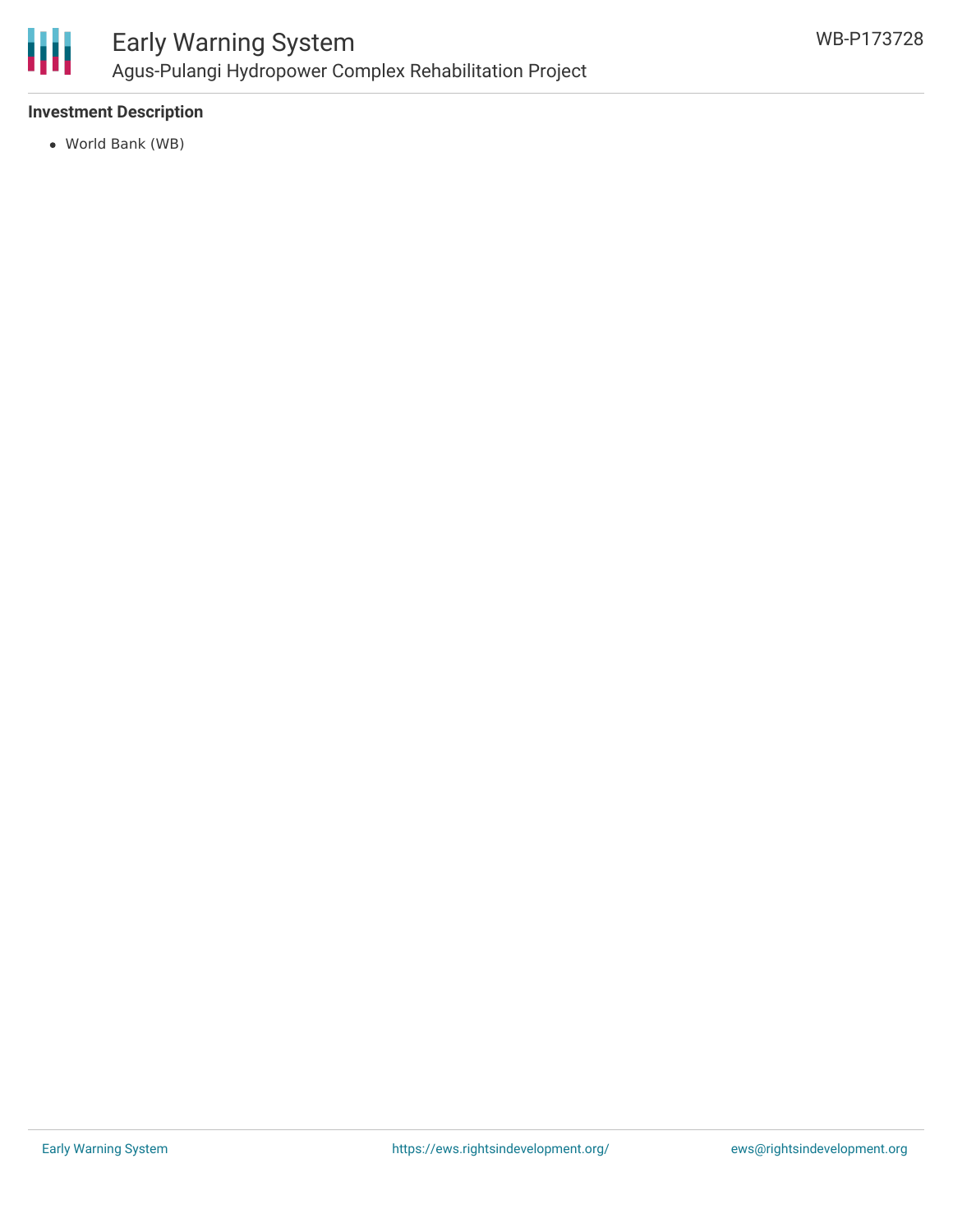**Investment Description**

- World Bank (WB)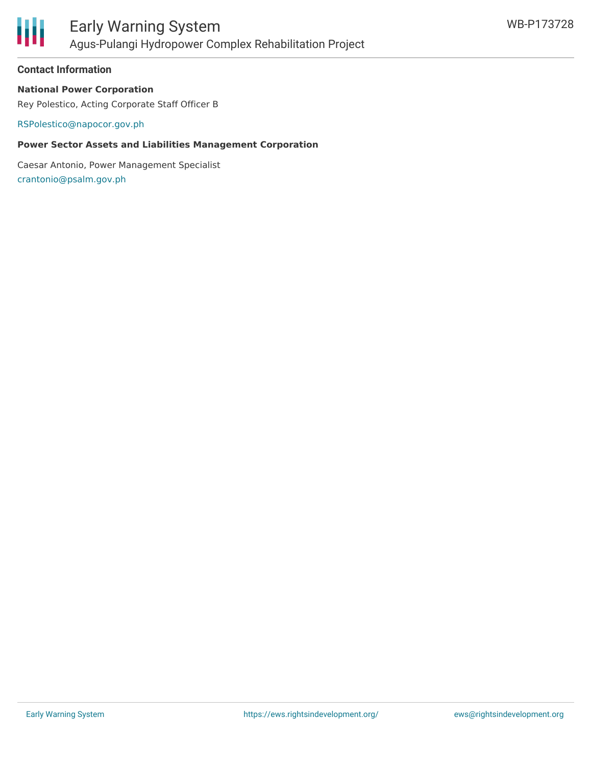## Contact Information

**National Power Corporation**

Rey Polestico, Acting Corporate Staff Officer B

RSPolestico@napocor.gov.ph

**Power Sector Assets and Liabilities Management Corporation**

Caesar Antonio, Power Management Specialist

crantonio@psalm.gov.ph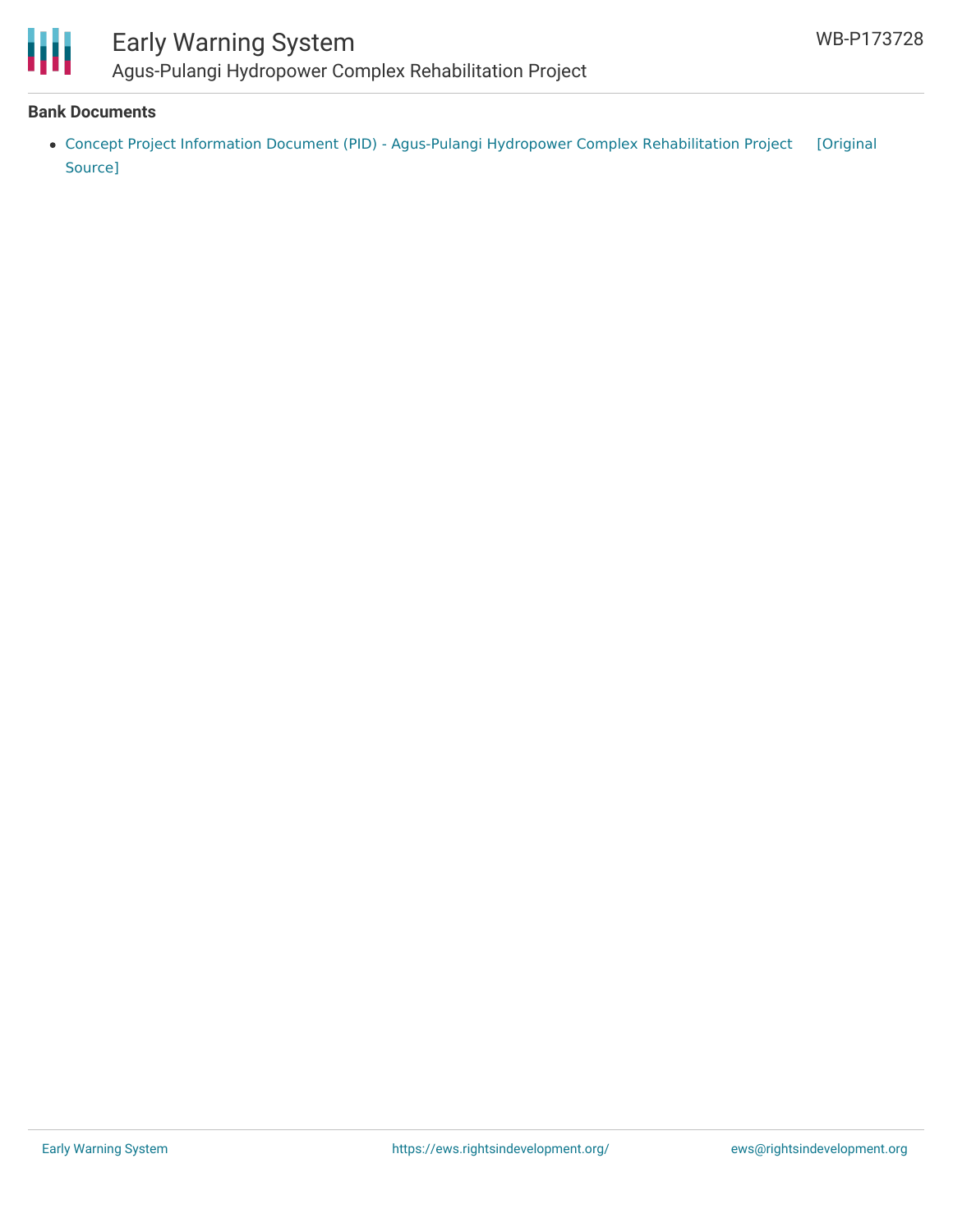**Bank Documents**

- Concept Project Information Document (PID) - Agus-Pulangi Hydropower Complex Rehabilitation Project [Original Source]